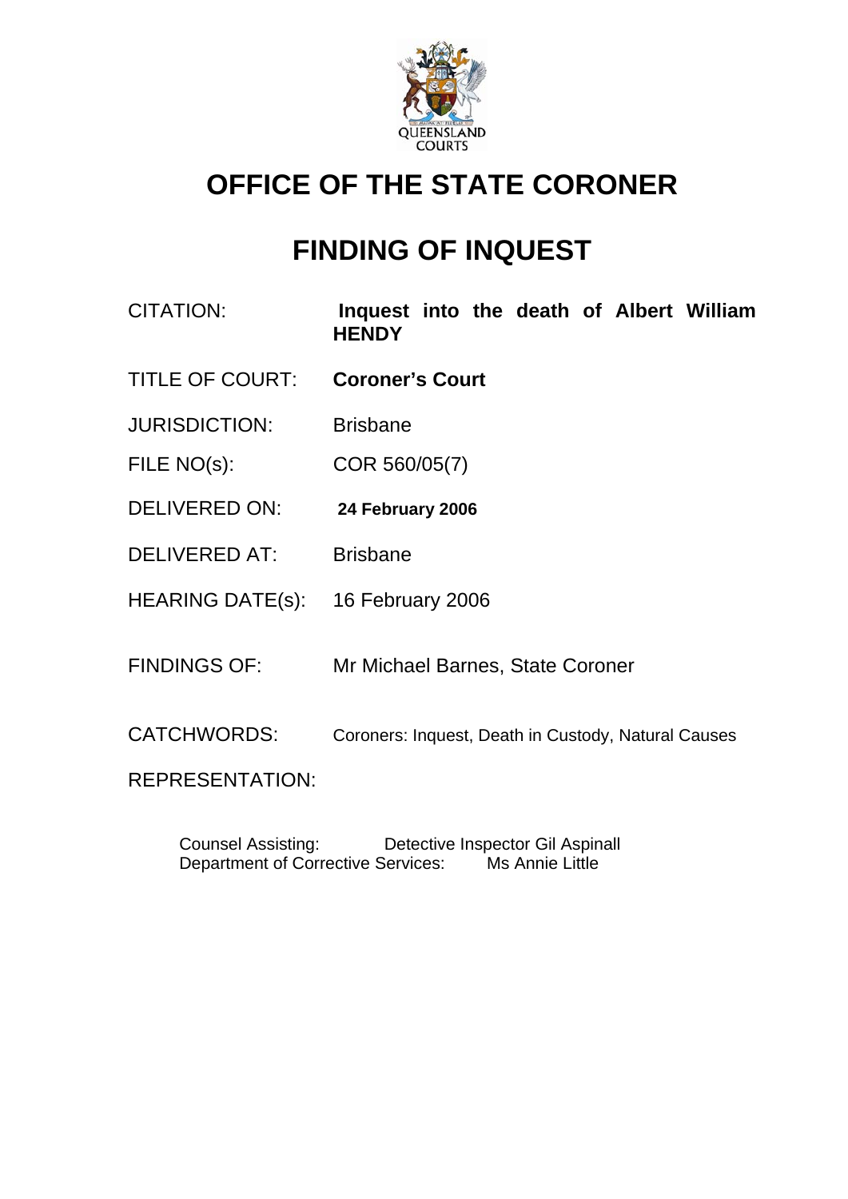# OFFICE OF THE STATE CORONER

# FINDING OF INQUEST

| | |
|---|---|
| CITATION: | **Inquest into the death of Albert William HENDY** |
| TITLE OF COURT: | **Coroner's Court** |
| JURISDICTION: | Brisbane |
| FILE NO(s): | COR 560/05(7) |
| DELIVERED ON: | **24 February 2006** |
| DELIVERED AT: | Brisbane |
| HEARING DATE(s): | 16 February 2006 |
| FINDINGS OF: | Mr Michael Barnes, State Coroner |
| CATCHWORDS: | Coroners: Inquest, Death in Custody, Natural Causes |
| REPRESENTATION: | |

Counsel Assisting: Detective Inspector Gil Aspinall
Department of Corrective Services: Ms Annie Little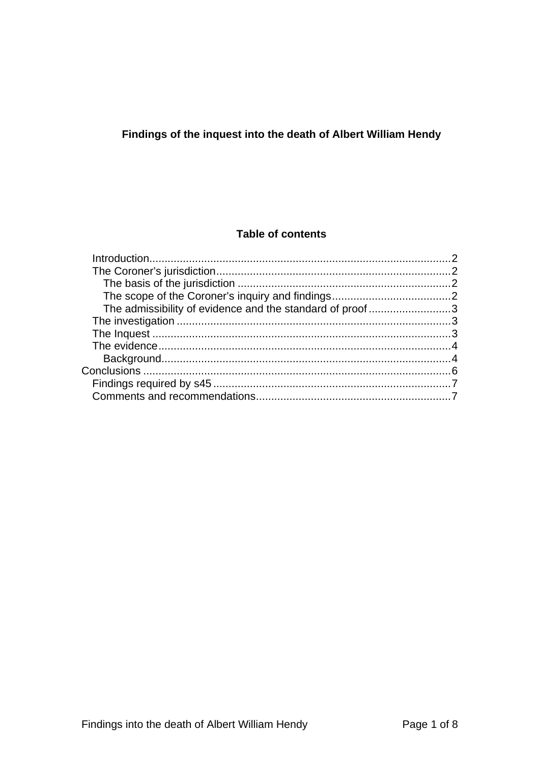**Findings of the inquest into the death of Albert William Hendy**

**Table of contents**

- Introduction....................................................................................................2
- The Coroner's jurisdiction..............................................................................2
  - The basis of the jurisdiction .....................................................................2
  - The scope of the Coroner's inquiry and findings.......................................2
  - The admissibility of evidence and the standard of proof...........................3
- The investigation ...........................................................................................3
- The Inquest ...................................................................................................3
- The evidence.................................................................................................4
  - Background..............................................................................................4
- Conclusions ......................................................................................................6
  - Findings required by s45 .............................................................................7
  - Comments and recommendations................................................................7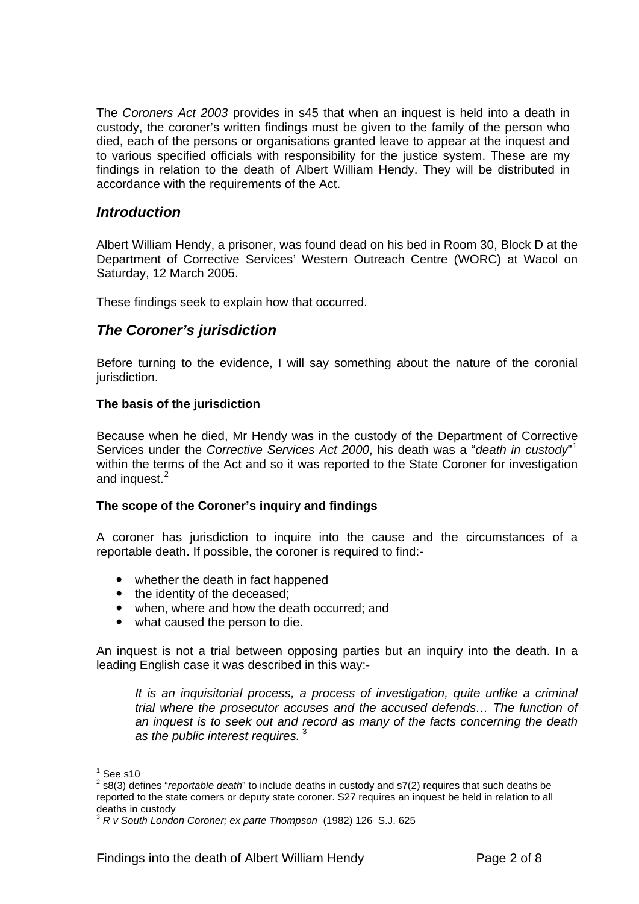The *Coroners Act 2003* provides in s45 that when an inquest is held into a death in custody, the coroner's written findings must be given to the family of the person who died, each of the persons or organisations granted leave to appear at the inquest and to various specified officials with responsibility for the justice system. These are my findings in relation to the death of Albert William Hendy. They will be distributed in accordance with the requirements of the Act.

## *Introduction*

Albert William Hendy, a prisoner, was found dead on his bed in Room 30, Block D at the Department of Corrective Services' Western Outreach Centre (WORC) at Wacol on Saturday, 12 March 2005.

These findings seek to explain how that occurred.

## *The Coroner's jurisdiction*

Before turning to the evidence, I will say something about the nature of the coronial jurisdiction.

### The basis of the jurisdiction

Because when he died, Mr Hendy was in the custody of the Department of Corrective Services under the *Corrective Services Act 2000*, his death was a "*death in custody*"[1] within the terms of the Act and so it was reported to the State Coroner for investigation and inquest.[2]

### The scope of the Coroner's inquiry and findings

A coroner has jurisdiction to inquire into the cause and the circumstances of a reportable death. If possible, the coroner is required to find:-

- whether the death in fact happened
- the identity of the deceased;
- when, where and how the death occurred; and
- what caused the person to die.

An inquest is not a trial between opposing parties but an inquiry into the death. In a leading English case it was described in this way:-

> *It is an inquisitorial process, a process of investigation, quite unlike a criminal trial where the prosecutor accuses and the accused defends… The function of an inquest is to seek out and record as many of the facts concerning the death as the public interest requires.* [3]

---

[1] See s10

[2] s8(3) defines "*reportable death*" to include deaths in custody and s7(2) requires that such deaths be reported to the state corners or deputy state coroner. S27 requires an inquest be held in relation to all deaths in custody

[3] *R v South London Coroner; ex parte Thompson* (1982) 126 S.J. 625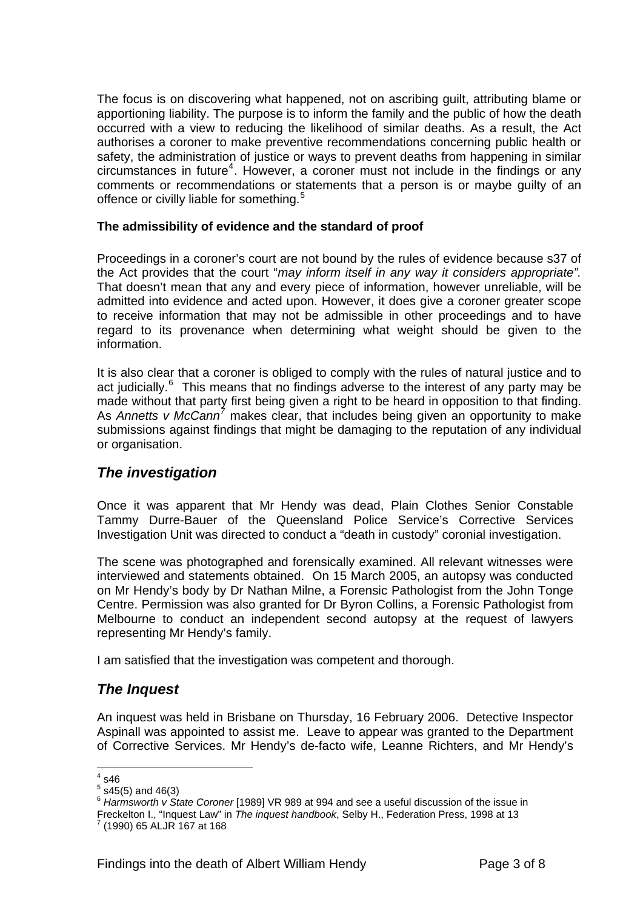The focus is on discovering what happened, not on ascribing guilt, attributing blame or apportioning liability. The purpose is to inform the family and the public of how the death occurred with a view to reducing the likelihood of similar deaths. As a result, the Act authorises a coroner to make preventive recommendations concerning public health or safety, the administration of justice or ways to prevent deaths from happening in similar circumstances in future[4]. However, a coroner must not include in the findings or any comments or recommendations or statements that a person is or maybe guilty of an offence or civilly liable for something.[5]

**The admissibility of evidence and the standard of proof**

Proceedings in a coroner's court are not bound by the rules of evidence because s37 of the Act provides that the court "*may inform itself in any way it considers appropriate".* That doesn't mean that any and every piece of information, however unreliable, will be admitted into evidence and acted upon. However, it does give a coroner greater scope to receive information that may not be admissible in other proceedings and to have regard to its provenance when determining what weight should be given to the information.

It is also clear that a coroner is obliged to comply with the rules of natural justice and to act judicially.[6] This means that no findings adverse to the interest of any party may be made without that party first being given a right to be heard in opposition to that finding. As *Annetts v McCann*[7] makes clear, that includes being given an opportunity to make submissions against findings that might be damaging to the reputation of any individual or organisation.

## *The investigation*

Once it was apparent that Mr Hendy was dead, Plain Clothes Senior Constable Tammy Durre-Bauer of the Queensland Police Service's Corrective Services Investigation Unit was directed to conduct a "death in custody" coronial investigation.

The scene was photographed and forensically examined. All relevant witnesses were interviewed and statements obtained. On 15 March 2005, an autopsy was conducted on Mr Hendy's body by Dr Nathan Milne, a Forensic Pathologist from the John Tonge Centre. Permission was also granted for Dr Byron Collins, a Forensic Pathologist from Melbourne to conduct an independent second autopsy at the request of lawyers representing Mr Hendy's family.

I am satisfied that the investigation was competent and thorough.

## *The Inquest*

An inquest was held in Brisbane on Thursday, 16 February 2006. Detective Inspector Aspinall was appointed to assist me. Leave to appear was granted to the Department of Corrective Services. Mr Hendy's de-facto wife, Leanne Richters, and Mr Hendy's

---

[4] s46

[5] s45(5) and 46(3)

[6] *Harmsworth v State Coroner* [1989] VR 989 at 994 and see a useful discussion of the issue in Freckelton I., "Inquest Law" in *The inquest handbook*, Selby H., Federation Press, 1998 at 13

[7] (1990) 65 ALJR 167 at 168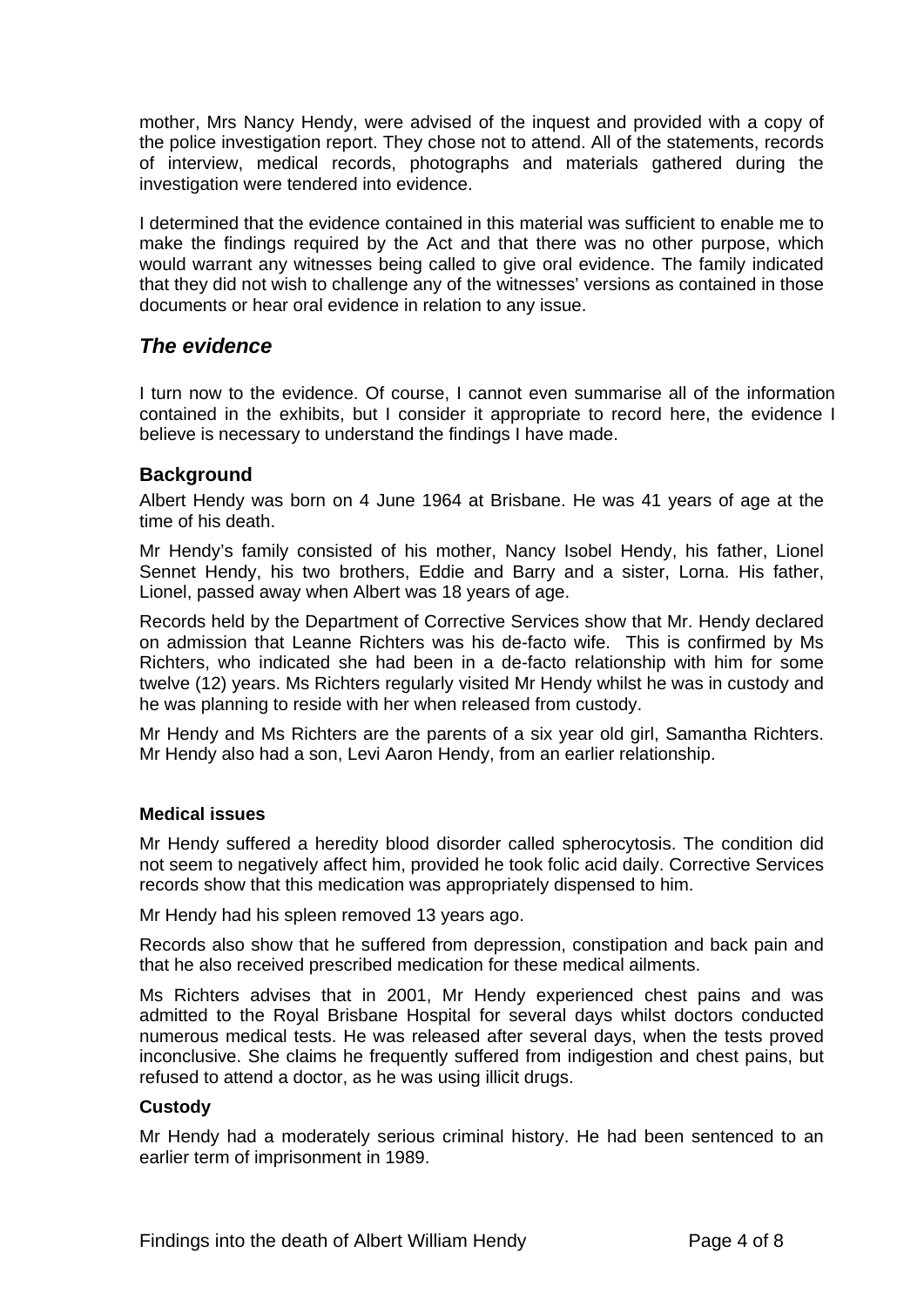mother, Mrs Nancy Hendy, were advised of the inquest and provided with a copy of the police investigation report. They chose not to attend. All of the statements, records of interview, medical records, photographs and materials gathered during the investigation were tendered into evidence.

I determined that the evidence contained in this material was sufficient to enable me to make the findings required by the Act and that there was no other purpose, which would warrant any witnesses being called to give oral evidence. The family indicated that they did not wish to challenge any of the witnesses' versions as contained in those documents or hear oral evidence in relation to any issue.

## *The evidence*

I turn now to the evidence. Of course, I cannot even summarise all of the information contained in the exhibits, but I consider it appropriate to record here, the evidence I believe is necessary to understand the findings I have made.

### Background

Albert Hendy was born on 4 June 1964 at Brisbane. He was 41 years of age at the time of his death.

Mr Hendy's family consisted of his mother, Nancy Isobel Hendy, his father, Lionel Sennet Hendy, his two brothers, Eddie and Barry and a sister, Lorna. His father, Lionel, passed away when Albert was 18 years of age.

Records held by the Department of Corrective Services show that Mr. Hendy declared on admission that Leanne Richters was his de-facto wife. This is confirmed by Ms Richters, who indicated she had been in a de-facto relationship with him for some twelve (12) years. Ms Richters regularly visited Mr Hendy whilst he was in custody and he was planning to reside with her when released from custody.

Mr Hendy and Ms Richters are the parents of a six year old girl, Samantha Richters. Mr Hendy also had a son, Levi Aaron Hendy, from an earlier relationship.

#### Medical issues

Mr Hendy suffered a heredity blood disorder called spherocytosis. The condition did not seem to negatively affect him, provided he took folic acid daily. Corrective Services records show that this medication was appropriately dispensed to him.

Mr Hendy had his spleen removed 13 years ago.

Records also show that he suffered from depression, constipation and back pain and that he also received prescribed medication for these medical ailments.

Ms Richters advises that in 2001, Mr Hendy experienced chest pains and was admitted to the Royal Brisbane Hospital for several days whilst doctors conducted numerous medical tests. He was released after several days, when the tests proved inconclusive. She claims he frequently suffered from indigestion and chest pains, but refused to attend a doctor, as he was using illicit drugs.

#### Custody

Mr Hendy had a moderately serious criminal history. He had been sentenced to an earlier term of imprisonment in 1989.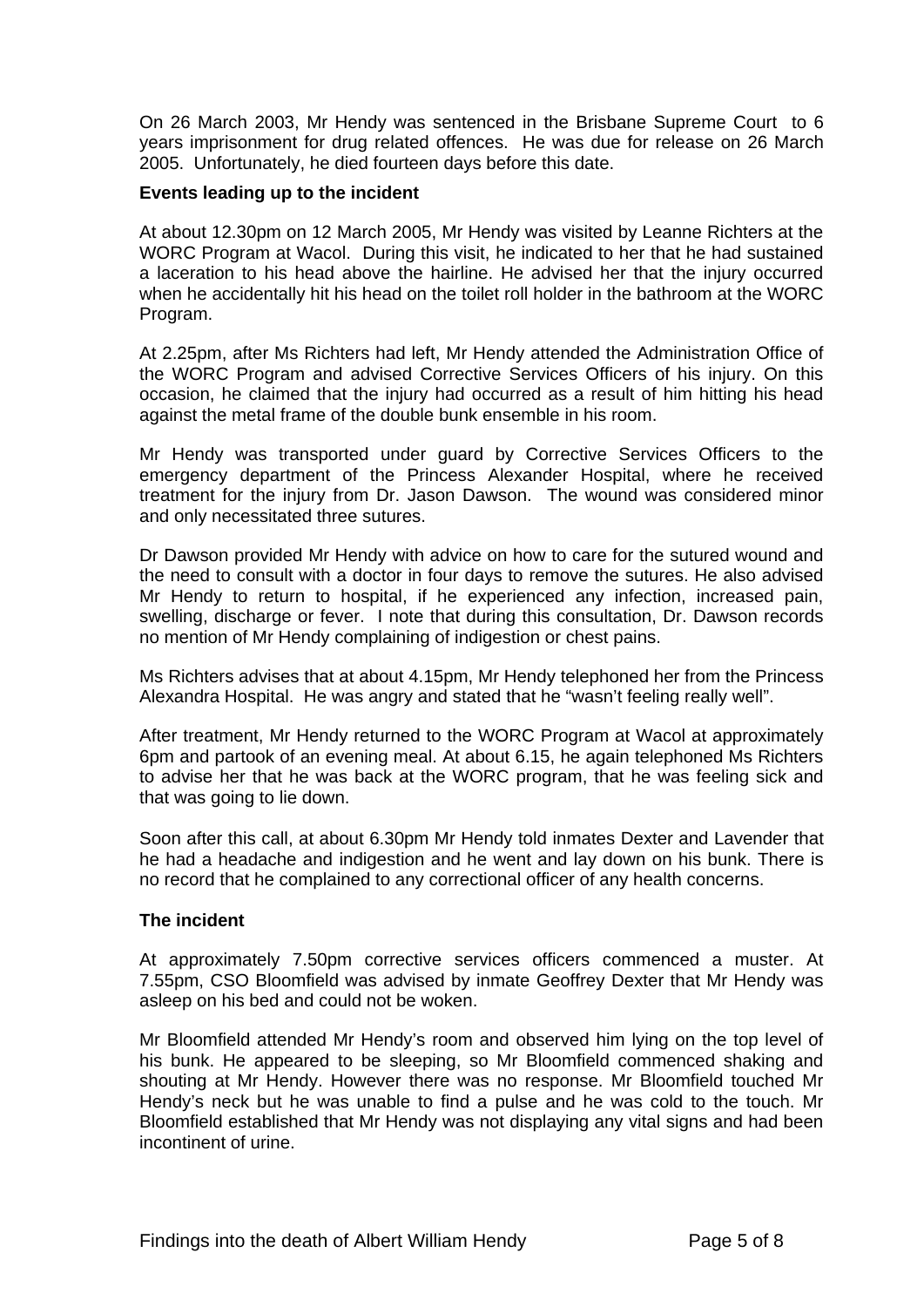On 26 March 2003, Mr Hendy was sentenced in the Brisbane Supreme Court to 6 years imprisonment for drug related offences. He was due for release on 26 March 2005. Unfortunately, he died fourteen days before this date.

**Events leading up to the incident**

At about 12.30pm on 12 March 2005, Mr Hendy was visited by Leanne Richters at the WORC Program at Wacol. During this visit, he indicated to her that he had sustained a laceration to his head above the hairline. He advised her that the injury occurred when he accidentally hit his head on the toilet roll holder in the bathroom at the WORC Program.

At 2.25pm, after Ms Richters had left, Mr Hendy attended the Administration Office of the WORC Program and advised Corrective Services Officers of his injury. On this occasion, he claimed that the injury had occurred as a result of him hitting his head against the metal frame of the double bunk ensemble in his room.

Mr Hendy was transported under guard by Corrective Services Officers to the emergency department of the Princess Alexander Hospital, where he received treatment for the injury from Dr. Jason Dawson. The wound was considered minor and only necessitated three sutures.

Dr Dawson provided Mr Hendy with advice on how to care for the sutured wound and the need to consult with a doctor in four days to remove the sutures. He also advised Mr Hendy to return to hospital, if he experienced any infection, increased pain, swelling, discharge or fever. I note that during this consultation, Dr. Dawson records no mention of Mr Hendy complaining of indigestion or chest pains.

Ms Richters advises that at about 4.15pm, Mr Hendy telephoned her from the Princess Alexandra Hospital. He was angry and stated that he "wasn't feeling really well".

After treatment, Mr Hendy returned to the WORC Program at Wacol at approximately 6pm and partook of an evening meal. At about 6.15, he again telephoned Ms Richters to advise her that he was back at the WORC program, that he was feeling sick and that was going to lie down.

Soon after this call, at about 6.30pm Mr Hendy told inmates Dexter and Lavender that he had a headache and indigestion and he went and lay down on his bunk. There is no record that he complained to any correctional officer of any health concerns.

**The incident**

At approximately 7.50pm corrective services officers commenced a muster. At 7.55pm, CSO Bloomfield was advised by inmate Geoffrey Dexter that Mr Hendy was asleep on his bed and could not be woken.

Mr Bloomfield attended Mr Hendy's room and observed him lying on the top level of his bunk. He appeared to be sleeping, so Mr Bloomfield commenced shaking and shouting at Mr Hendy. However there was no response. Mr Bloomfield touched Mr Hendy's neck but he was unable to find a pulse and he was cold to the touch. Mr Bloomfield established that Mr Hendy was not displaying any vital signs and had been incontinent of urine.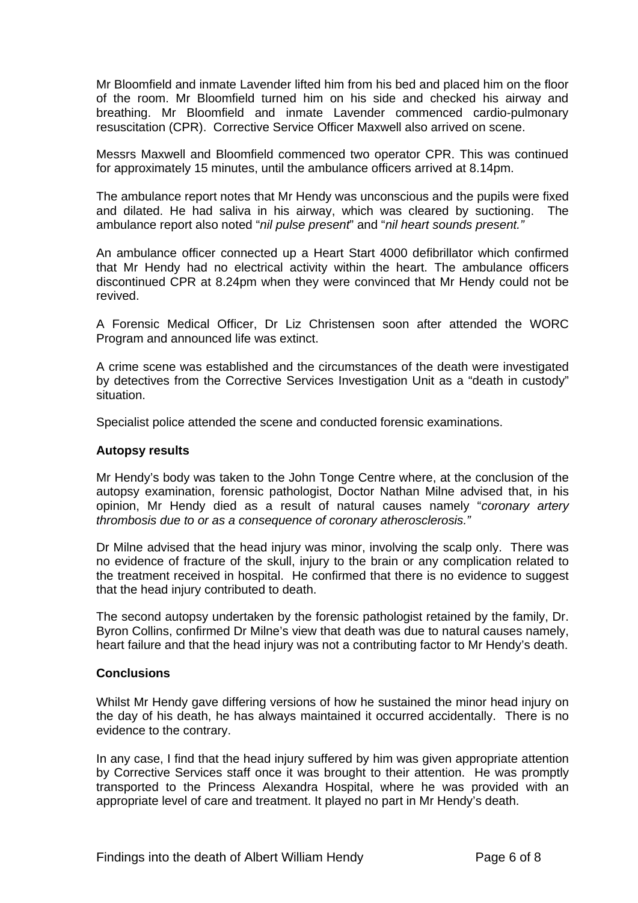Mr Bloomfield and inmate Lavender lifted him from his bed and placed him on the floor of the room. Mr Bloomfield turned him on his side and checked his airway and breathing. Mr Bloomfield and inmate Lavender commenced cardio-pulmonary resuscitation (CPR). Corrective Service Officer Maxwell also arrived on scene.

Messrs Maxwell and Bloomfield commenced two operator CPR. This was continued for approximately 15 minutes, until the ambulance officers arrived at 8.14pm.

The ambulance report notes that Mr Hendy was unconscious and the pupils were fixed and dilated. He had saliva in his airway, which was cleared by suctioning. The ambulance report also noted "*nil pulse present*" and "*nil heart sounds present."*

An ambulance officer connected up a Heart Start 4000 defibrillator which confirmed that Mr Hendy had no electrical activity within the heart. The ambulance officers discontinued CPR at 8.24pm when they were convinced that Mr Hendy could not be revived.

A Forensic Medical Officer, Dr Liz Christensen soon after attended the WORC Program and announced life was extinct.

A crime scene was established and the circumstances of the death were investigated by detectives from the Corrective Services Investigation Unit as a "death in custody" situation.

Specialist police attended the scene and conducted forensic examinations.

**Autopsy results**

Mr Hendy's body was taken to the John Tonge Centre where, at the conclusion of the autopsy examination, forensic pathologist, Doctor Nathan Milne advised that, in his opinion, Mr Hendy died as a result of natural causes namely "*coronary artery thrombosis due to or as a consequence of coronary atherosclerosis."*

Dr Milne advised that the head injury was minor, involving the scalp only. There was no evidence of fracture of the skull, injury to the brain or any complication related to the treatment received in hospital. He confirmed that there is no evidence to suggest that the head injury contributed to death.

The second autopsy undertaken by the forensic pathologist retained by the family, Dr. Byron Collins, confirmed Dr Milne's view that death was due to natural causes namely, heart failure and that the head injury was not a contributing factor to Mr Hendy's death.

**Conclusions**

Whilst Mr Hendy gave differing versions of how he sustained the minor head injury on the day of his death, he has always maintained it occurred accidentally. There is no evidence to the contrary.

In any case, I find that the head injury suffered by him was given appropriate attention by Corrective Services staff once it was brought to their attention. He was promptly transported to the Princess Alexandra Hospital, where he was provided with an appropriate level of care and treatment. It played no part in Mr Hendy's death.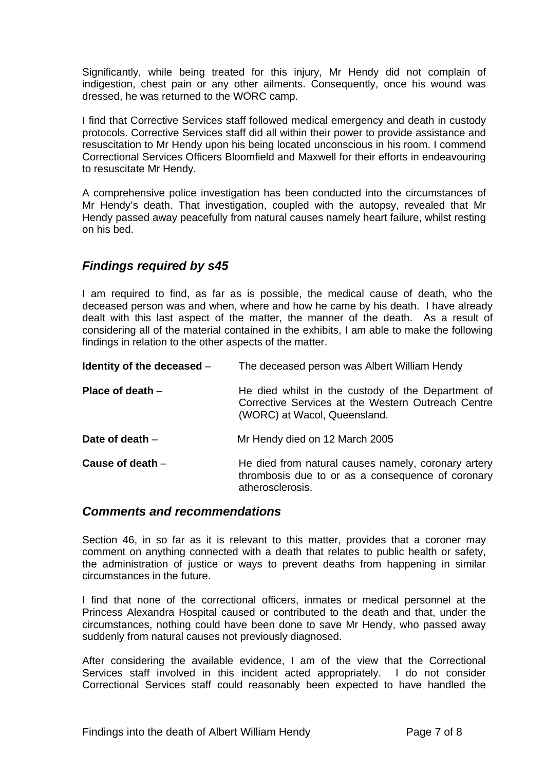Significantly, while being treated for this injury, Mr Hendy did not complain of indigestion, chest pain or any other ailments. Consequently, once his wound was dressed, he was returned to the WORC camp.

I find that Corrective Services staff followed medical emergency and death in custody protocols. Corrective Services staff did all within their power to provide assistance and resuscitation to Mr Hendy upon his being located unconscious in his room. I commend Correctional Services Officers Bloomfield and Maxwell for their efforts in endeavouring to resuscitate Mr Hendy.

A comprehensive police investigation has been conducted into the circumstances of Mr Hendy's death. That investigation, coupled with the autopsy, revealed that Mr Hendy passed away peacefully from natural causes namely heart failure, whilst resting on his bed.

## *Findings required by s45*

I am required to find, as far as is possible, the medical cause of death, who the deceased person was and when, where and how he came by his death. I have already dealt with this last aspect of the matter, the manner of the death. As a result of considering all of the material contained in the exhibits, I am able to make the following findings in relation to the other aspects of the matter.

**Identity of the deceased** – The deceased person was Albert William Hendy

**Place of death** – He died whilst in the custody of the Department of Corrective Services at the Western Outreach Centre (WORC) at Wacol, Queensland.

**Date of death** – Mr Hendy died on 12 March 2005

**Cause of death** – He died from natural causes namely, coronary artery thrombosis due to or as a consequence of coronary atherosclerosis.

## *Comments and recommendations*

Section 46, in so far as it is relevant to this matter, provides that a coroner may comment on anything connected with a death that relates to public health or safety, the administration of justice or ways to prevent deaths from happening in similar circumstances in the future.

I find that none of the correctional officers, inmates or medical personnel at the Princess Alexandra Hospital caused or contributed to the death and that, under the circumstances, nothing could have been done to save Mr Hendy, who passed away suddenly from natural causes not previously diagnosed.

After considering the available evidence, I am of the view that the Correctional Services staff involved in this incident acted appropriately. I do not consider Correctional Services staff could reasonably been expected to have handled the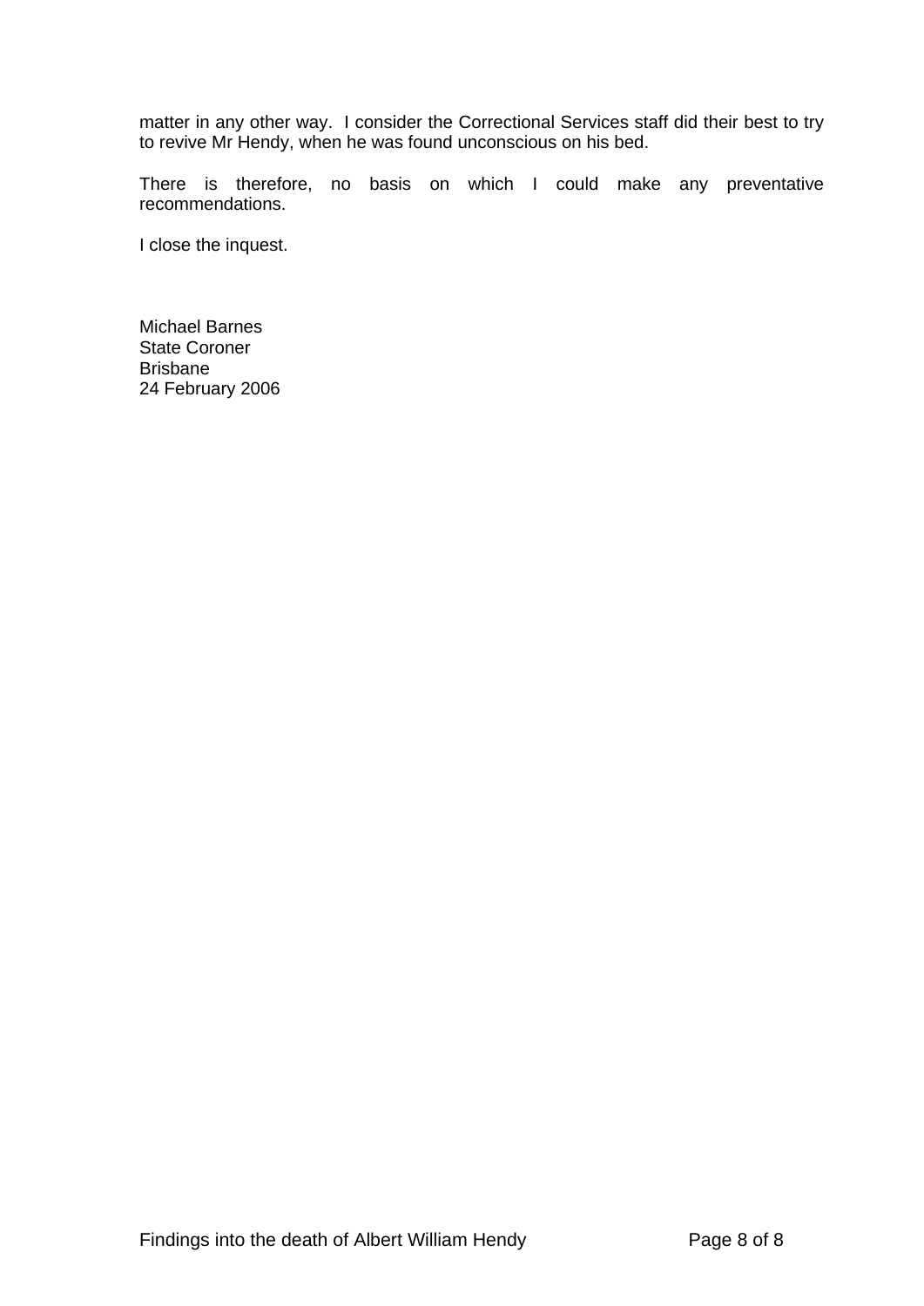matter in any other way. I consider the Correctional Services staff did their best to try to revive Mr Hendy, when he was found unconscious on his bed.

There is therefore, no basis on which I could make any preventative recommendations.

I close the inquest.

Michael Barnes
State Coroner
Brisbane
24 February 2006